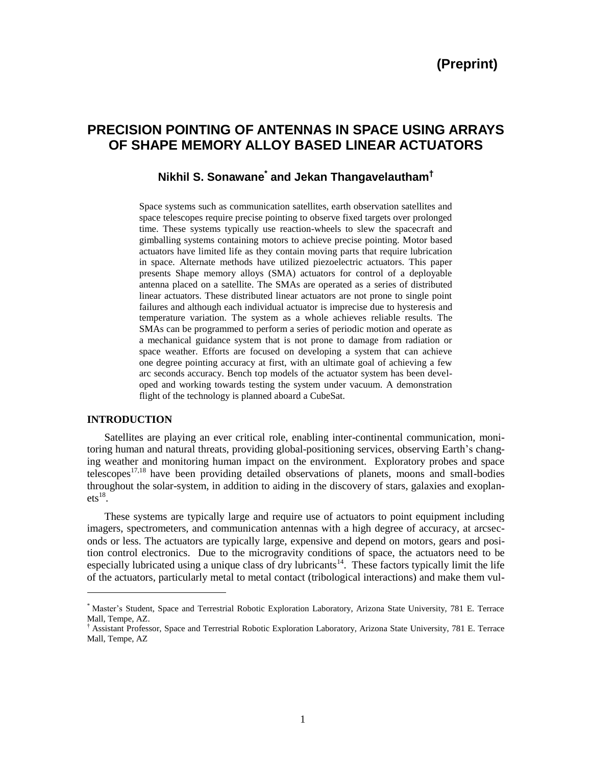**(Preprint)**

# PRECISION POINTING OF ANTENNAS IN SPACE USING ARRAYS OF SHAPE MEMORY ALLOY BASED LINEAR ACTUATORS

**Nikhil S. Sonawane[*] and Jekan Thangavelautham[†]**

Space systems such as communication satellites, earth observation satellites and space telescopes require precise pointing to observe fixed targets over prolonged time. These systems typically use reaction-wheels to slew the spacecraft and gimballing systems containing motors to achieve precise pointing. Motor based actuators have limited life as they contain moving parts that require lubrication in space. Alternate methods have utilized piezoelectric actuators. This paper presents Shape memory alloys (SMA) actuators for control of a deployable antenna placed on a satellite. The SMAs are operated as a series of distributed linear actuators. These distributed linear actuators are not prone to single point failures and although each individual actuator is imprecise due to hysteresis and temperature variation. The system as a whole achieves reliable results. The SMAs can be programmed to perform a series of periodic motion and operate as a mechanical guidance system that is not prone to damage from radiation or space weather. Efforts are focused on developing a system that can achieve one degree pointing accuracy at first, with an ultimate goal of achieving a few arc seconds accuracy. Bench top models of the actuator system has been developed and working towards testing the system under vacuum. A demonstration flight of the technology is planned aboard a CubeSat.

## INTRODUCTION

Satellites are playing an ever critical role, enabling inter-continental communication, monitoring human and natural threats, providing global-positioning services, observing Earth's changing weather and monitoring human impact on the environment. Exploratory probes and space telescopes[17,18] have been providing detailed observations of planets, moons and small-bodies throughout the solar-system, in addition to aiding in the discovery of stars, galaxies and exoplanets[18].

These systems are typically large and require use of actuators to point equipment including imagers, spectrometers, and communication antennas with a high degree of accuracy, at arcseconds or less. The actuators are typically large, expensive and depend on motors, gears and position control electronics. Due to the microgravity conditions of space, the actuators need to be especially lubricated using a unique class of dry lubricants[14]. These factors typically limit the life of the actuators, particularly metal to metal contact (tribological interactions) and make them vul-

---

[*] Master's Student, Space and Terrestrial Robotic Exploration Laboratory, Arizona State University, 781 E. Terrace Mall, Tempe, AZ.

[†] Assistant Professor, Space and Terrestrial Robotic Exploration Laboratory, Arizona State University, 781 E. Terrace Mall, Tempe, AZ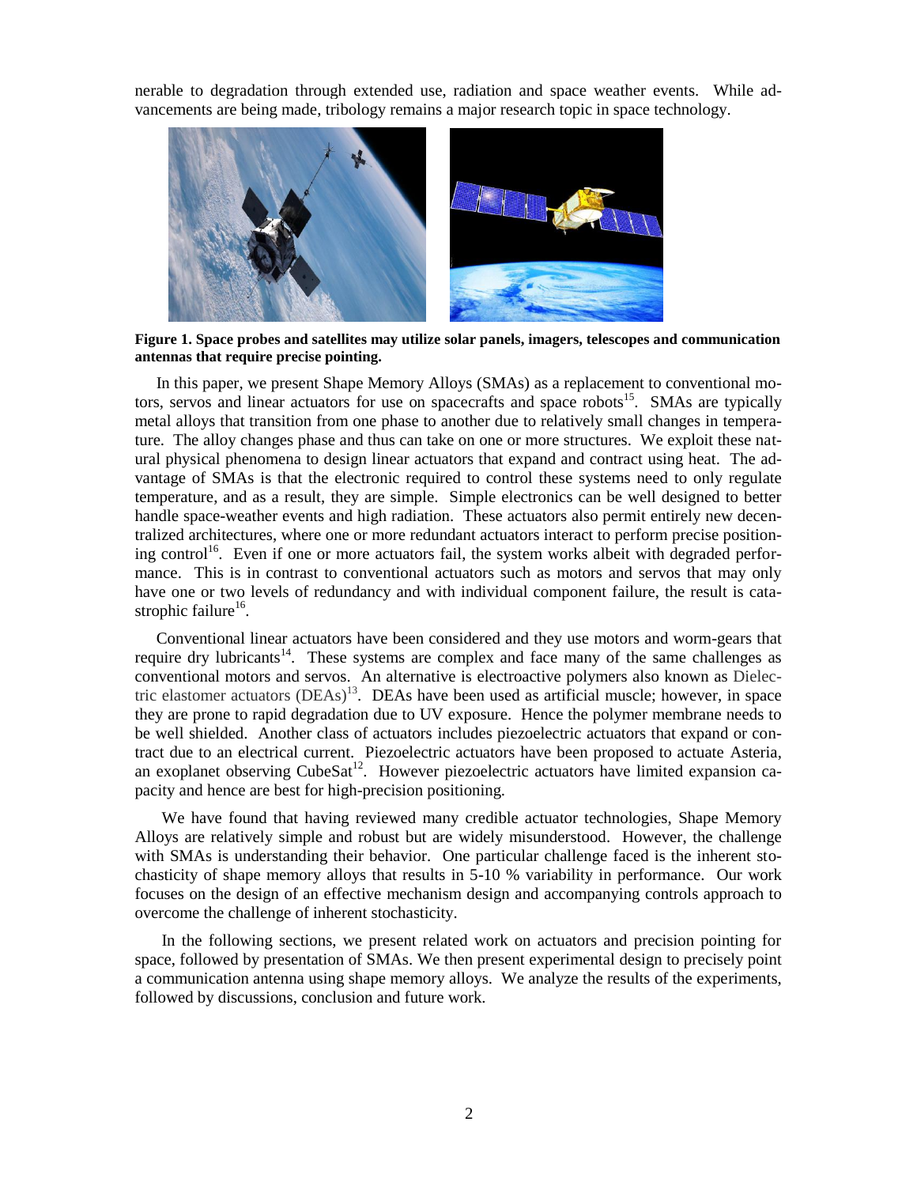nerable to degradation through extended use, radiation and space weather events. While advancements are being made, tribology remains a major research topic in space technology.

**Figure 1. Space probes and satellites may utilize solar panels, imagers, telescopes and communication antennas that require precise pointing.**

In this paper, we present Shape Memory Alloys (SMAs) as a replacement to conventional motors, servos and linear actuators for use on spacecrafts and space robots[15]. SMAs are typically metal alloys that transition from one phase to another due to relatively small changes in temperature. The alloy changes phase and thus can take on one or more structures. We exploit these natural physical phenomena to design linear actuators that expand and contract using heat. The advantage of SMAs is that the electronic required to control these systems need to only regulate temperature, and as a result, they are simple. Simple electronics can be well designed to better handle space-weather events and high radiation. These actuators also permit entirely new decentralized architectures, where one or more redundant actuators interact to perform precise positioning control[16]. Even if one or more actuators fail, the system works albeit with degraded performance. This is in contrast to conventional actuators such as motors and servos that may only have one or two levels of redundancy and with individual component failure, the result is catastrophic failure[16].

Conventional linear actuators have been considered and they use motors and worm-gears that require dry lubricants[14]. These systems are complex and face many of the same challenges as conventional motors and servos. An alternative is electroactive polymers also known as Dielectric elastomer actuators (DEAs)[13]. DEAs have been used as artificial muscle; however, in space they are prone to rapid degradation due to UV exposure. Hence the polymer membrane needs to be well shielded. Another class of actuators includes piezoelectric actuators that expand or contract due to an electrical current. Piezoelectric actuators have been proposed to actuate Asteria, an exoplanet observing CubeSat[12]. However piezoelectric actuators have limited expansion capacity and hence are best for high-precision positioning.

We have found that having reviewed many credible actuator technologies, Shape Memory Alloys are relatively simple and robust but are widely misunderstood. However, the challenge with SMAs is understanding their behavior. One particular challenge faced is the inherent stochasticity of shape memory alloys that results in 5-10 % variability in performance. Our work focuses on the design of an effective mechanism design and accompanying controls approach to overcome the challenge of inherent stochasticity.

In the following sections, we present related work on actuators and precision pointing for space, followed by presentation of SMAs. We then present experimental design to precisely point a communication antenna using shape memory alloys. We analyze the results of the experiments, followed by discussions, conclusion and future work.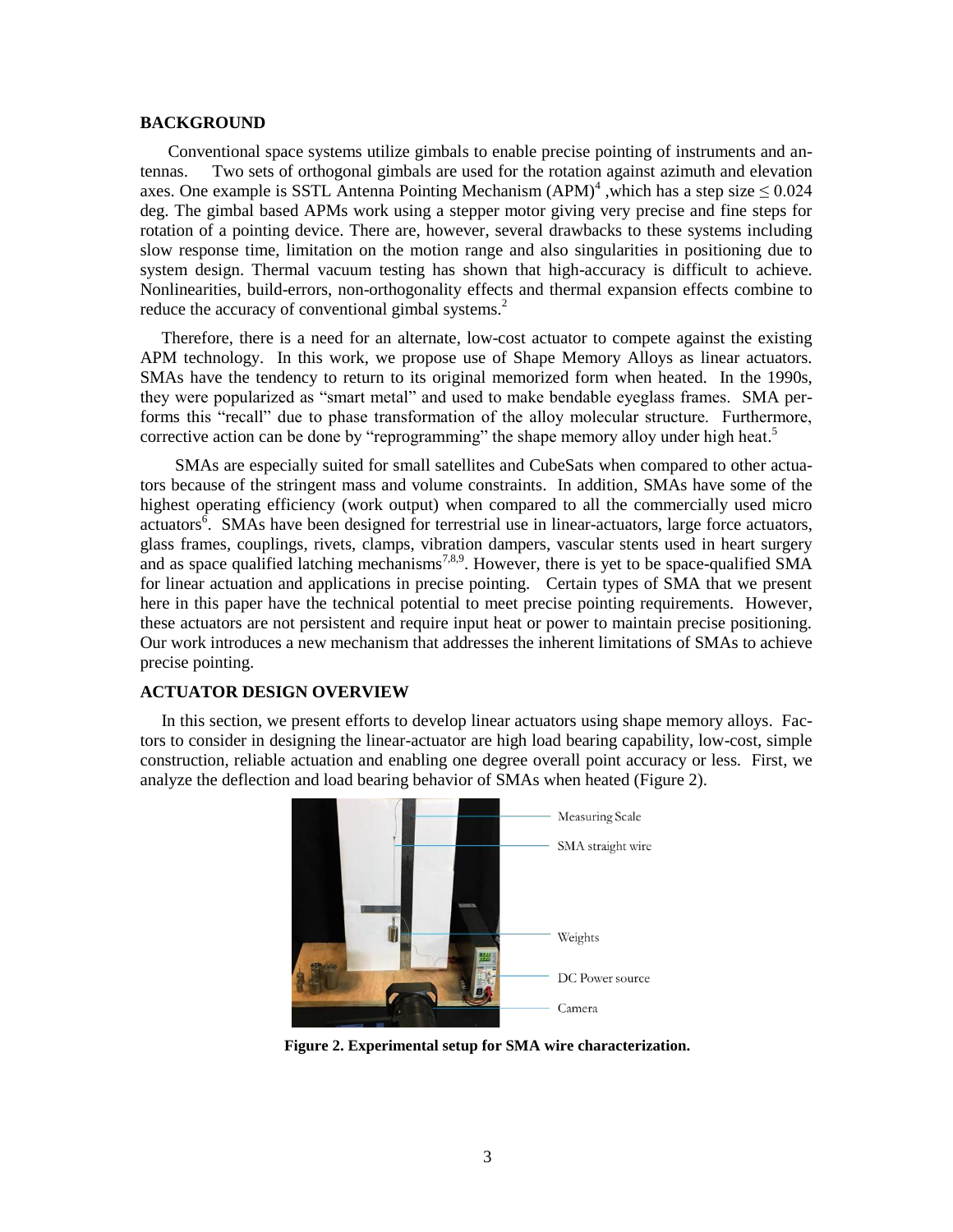## BACKGROUND

Conventional space systems utilize gimbals to enable precise pointing of instruments and antennas. Two sets of orthogonal gimbals are used for the rotation against azimuth and elevation axes. One example is SSTL Antenna Pointing Mechanism (APM)[4] ,which has a step size $\leq 0.024$ deg. The gimbal based APMs work using a stepper motor giving very precise and fine steps for rotation of a pointing device. There are, however, several drawbacks to these systems including slow response time, limitation on the motion range and also singularities in positioning due to system design. Thermal vacuum testing has shown that high-accuracy is difficult to achieve. Nonlinearities, build-errors, non-orthogonality effects and thermal expansion effects combine to reduce the accuracy of conventional gimbal systems.[2]

Therefore, there is a need for an alternate, low-cost actuator to compete against the existing APM technology. In this work, we propose use of Shape Memory Alloys as linear actuators. SMAs have the tendency to return to its original memorized form when heated. In the 1990s, they were popularized as "smart metal" and used to make bendable eyeglass frames. SMA performs this "recall" due to phase transformation of the alloy molecular structure. Furthermore, corrective action can be done by "reprogramming" the shape memory alloy under high heat.[5]

SMAs are especially suited for small satellites and CubeSats when compared to other actuators because of the stringent mass and volume constraints. In addition, SMAs have some of the highest operating efficiency (work output) when compared to all the commercially used micro actuators[6]. SMAs have been designed for terrestrial use in linear-actuators, large force actuators, glass frames, couplings, rivets, clamps, vibration dampers, vascular stents used in heart surgery and as space qualified latching mechanisms[7,8,9]. However, there is yet to be space-qualified SMA for linear actuation and applications in precise pointing. Certain types of SMA that we present here in this paper have the technical potential to meet precise pointing requirements. However, these actuators are not persistent and require input heat or power to maintain precise positioning. Our work introduces a new mechanism that addresses the inherent limitations of SMAs to achieve precise pointing.

## ACTUATOR DESIGN OVERVIEW

In this section, we present efforts to develop linear actuators using shape memory alloys. Factors to consider in designing the linear-actuator are high load bearing capability, low-cost, simple construction, reliable actuation and enabling one degree overall point accuracy or less. First, we analyze the deflection and load bearing behavior of SMAs when heated (Figure 2).

Measuring Scale

SMA straight wire

Weights

DC Power source

Camera

**Figure 2. Experimental setup for SMA wire characterization.**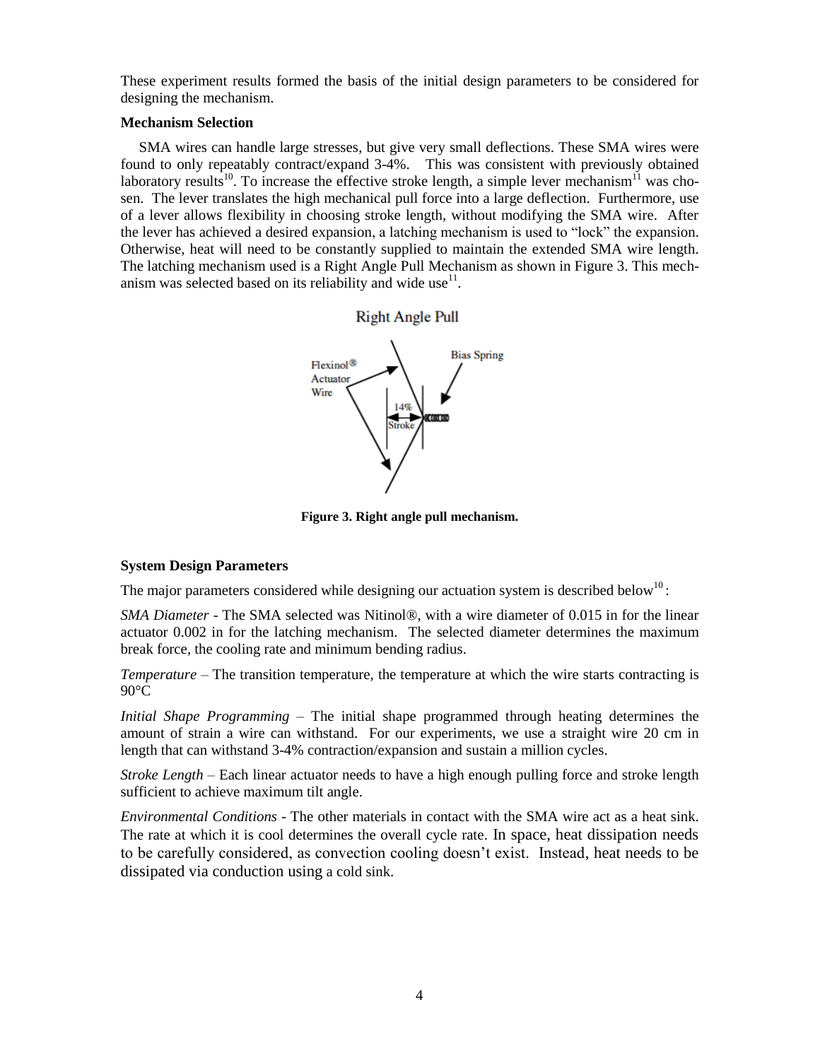These experiment results formed the basis of the initial design parameters to be considered for designing the mechanism.

**Mechanism Selection**

SMA wires can handle large stresses, but give very small deflections. These SMA wires were found to only repeatably contract/expand 3-4%. This was consistent with previously obtained laboratory results[10]. To increase the effective stroke length, a simple lever mechanism[11] was chosen. The lever translates the high mechanical pull force into a large deflection. Furthermore, use of a lever allows flexibility in choosing stroke length, without modifying the SMA wire. After the lever has achieved a desired expansion, a latching mechanism is used to "lock" the expansion. Otherwise, heat will need to be constantly supplied to maintain the extended SMA wire length. The latching mechanism used is a Right Angle Pull Mechanism as shown in Figure 3. This mechanism was selected based on its reliability and wide use[11].

**Figure 3. Right angle pull mechanism.**

**System Design Parameters**

The major parameters considered while designing our actuation system is described below[10]:

*SMA Diameter* - The SMA selected was Nitinol®, with a wire diameter of 0.015 in for the linear actuator 0.002 in for the latching mechanism. The selected diameter determines the maximum break force, the cooling rate and minimum bending radius.

*Temperature* – The transition temperature, the temperature at which the wire starts contracting is 90°C

*Initial Shape Programming* – The initial shape programmed through heating determines the amount of strain a wire can withstand. For our experiments, we use a straight wire 20 cm in length that can withstand 3-4% contraction/expansion and sustain a million cycles.

*Stroke Length* – Each linear actuator needs to have a high enough pulling force and stroke length sufficient to achieve maximum tilt angle.

*Environmental Conditions* - The other materials in contact with the SMA wire act as a heat sink. The rate at which it is cool determines the overall cycle rate. In space, heat dissipation needs to be carefully considered, as convection cooling doesn't exist. Instead, heat needs to be dissipated via conduction using a cold sink.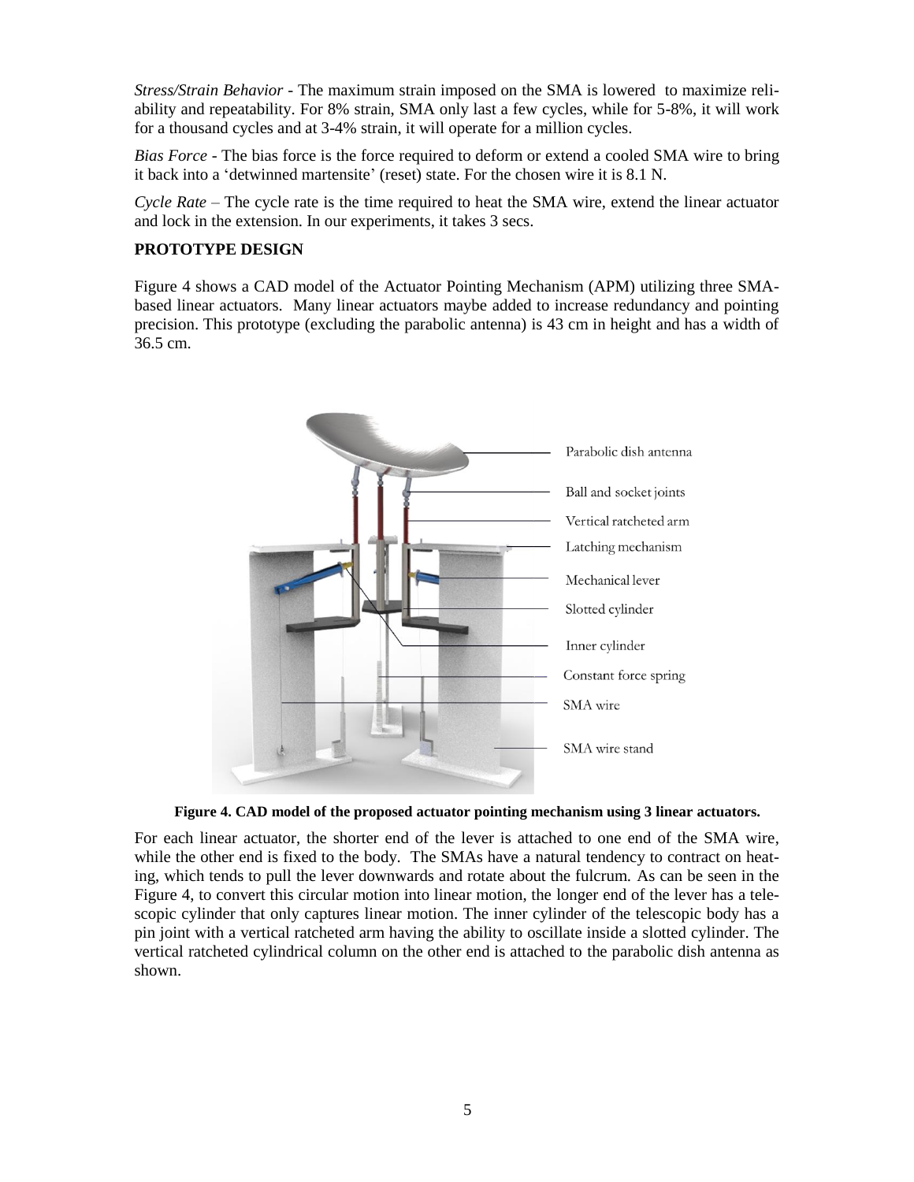*Stress/Strain Behavior* - The maximum strain imposed on the SMA is lowered to maximize reliability and repeatability. For 8% strain, SMA only last a few cycles, while for 5-8%, it will work for a thousand cycles and at 3-4% strain, it will operate for a million cycles.

*Bias Force* - The bias force is the force required to deform or extend a cooled SMA wire to bring it back into a 'detwinned martensite' (reset) state. For the chosen wire it is 8.1 N.

*Cycle Rate* – The cycle rate is the time required to heat the SMA wire, extend the linear actuator and lock in the extension. In our experiments, it takes 3 secs.

**PROTOTYPE DESIGN**

Figure 4 shows a CAD model of the Actuator Pointing Mechanism (APM) utilizing three SMA-based linear actuators. Many linear actuators maybe added to increase redundancy and pointing precision. This prototype (excluding the parabolic antenna) is 43 cm in height and has a width of 36.5 cm.

**Figure 4. CAD model of the proposed actuator pointing mechanism using 3 linear actuators.**

For each linear actuator, the shorter end of the lever is attached to one end of the SMA wire, while the other end is fixed to the body. The SMAs have a natural tendency to contract on heating, which tends to pull the lever downwards and rotate about the fulcrum. As can be seen in the Figure 4, to convert this circular motion into linear motion, the longer end of the lever has a telescopic cylinder that only captures linear motion. The inner cylinder of the telescopic body has a pin joint with a vertical ratcheted arm having the ability to oscillate inside a slotted cylinder. The vertical ratcheted cylindrical column on the other end is attached to the parabolic dish antenna as shown.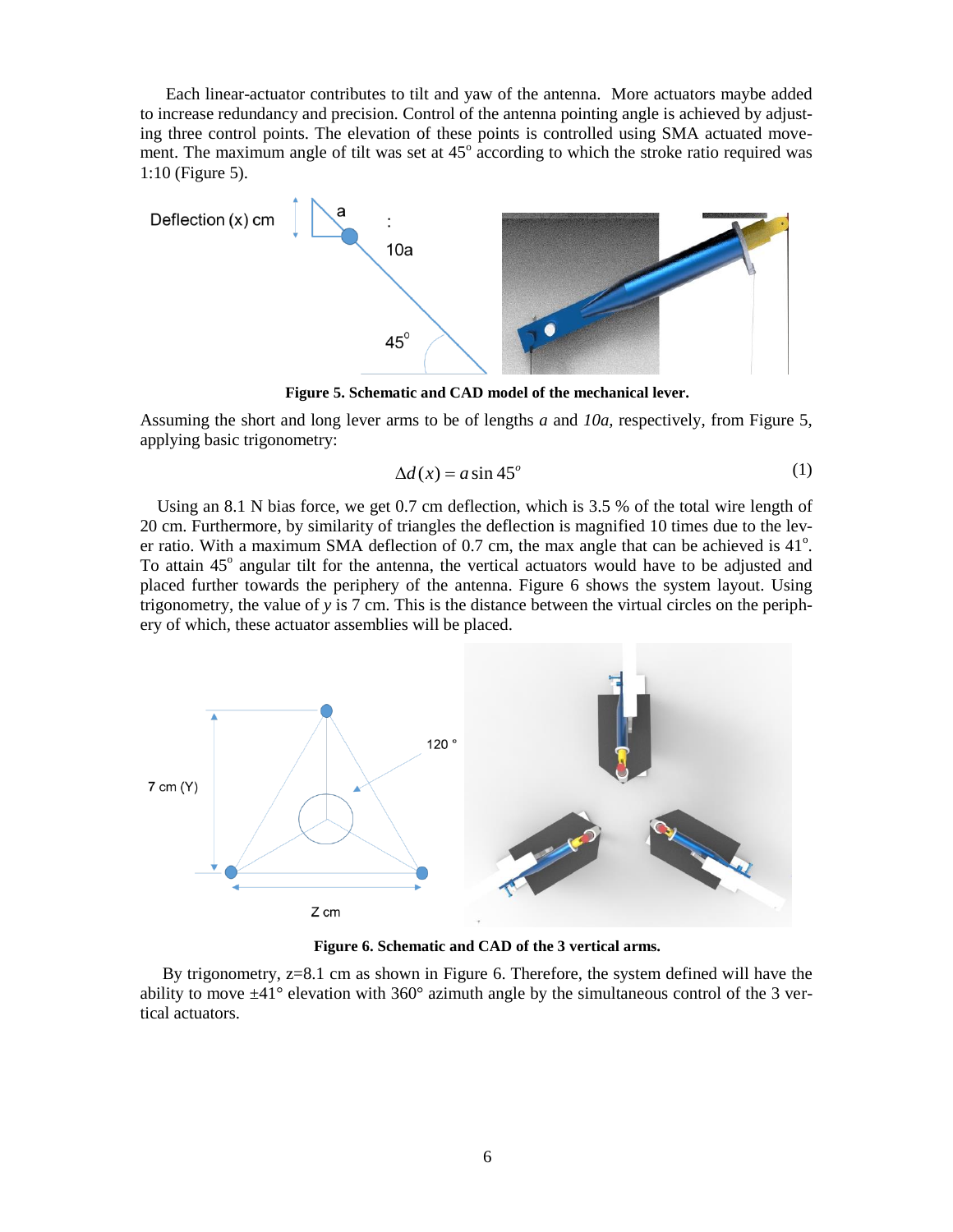Each linear-actuator contributes to tilt and yaw of the antenna. More actuators maybe added to increase redundancy and precision. Control of the antenna pointing angle is achieved by adjusting three control points. The elevation of these points is controlled using SMA actuated movement. The maximum angle of tilt was set at 45° according to which the stroke ratio required was 1:10 (Figure 5).

**Figure 5. Schematic and CAD model of the mechanical lever.**

Assuming the short and long lever arms to be of lengths *a* and *10a*, respectively, from Figure 5, applying basic trigonometry:

$$\Delta d(x) = a \sin 45^{o} \tag{1}$$

Using an 8.1 N bias force, we get 0.7 cm deflection, which is 3.5 % of the total wire length of 20 cm. Furthermore, by similarity of triangles the deflection is magnified 10 times due to the lever ratio. With a maximum SMA deflection of 0.7 cm, the max angle that can be achieved is 41°. To attain 45° angular tilt for the antenna, the vertical actuators would have to be adjusted and placed further towards the periphery of the antenna. Figure 6 shows the system layout. Using trigonometry, the value of *y* is 7 cm. This is the distance between the virtual circles on the periphery of which, these actuator assemblies will be placed.

**Figure 6. Schematic and CAD of the 3 vertical arms.**

By trigonometry, z=8.1 cm as shown in Figure 6. Therefore, the system defined will have the ability to move ±41° elevation with 360° azimuth angle by the simultaneous control of the 3 vertical actuators.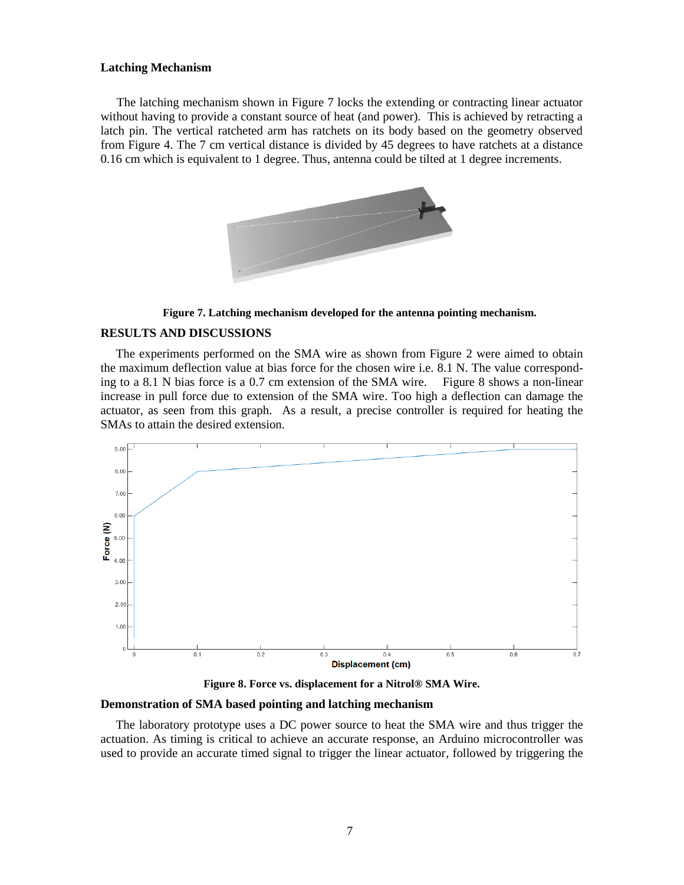**Latching Mechanism**

The latching mechanism shown in Figure 7 locks the extending or contracting linear actuator without having to provide a constant source of heat (and power). This is achieved by retracting a latch pin. The vertical ratcheted arm has ratchets on its body based on the geometry observed from Figure 4. The 7 cm vertical distance is divided by 45 degrees to have ratchets at a distance 0.16 cm which is equivalent to 1 degree. Thus, antenna could be tilted at 1 degree increments.

**Figure 7. Latching mechanism developed for the antenna pointing mechanism.**

## RESULTS AND DISCUSSIONS

The experiments performed on the SMA wire as shown from Figure 2 were aimed to obtain the maximum deflection value at bias force for the chosen wire i.e. 8.1 N. The value corresponding to a 8.1 N bias force is a 0.7 cm extension of the SMA wire. Figure 8 shows a non-linear increase in pull force due to extension of the SMA wire. Too high a deflection can damage the actuator, as seen from this graph. As a result, a precise controller is required for heating the SMAs to attain the desired extension.

**Figure 8. Force vs. displacement for a Nitrol® SMA Wire.**

**Demonstration of SMA based pointing and latching mechanism**

The laboratory prototype uses a DC power source to heat the SMA wire and thus trigger the actuation. As timing is critical to achieve an accurate response, an Arduino microcontroller was used to provide an accurate timed signal to trigger the linear actuator, followed by triggering the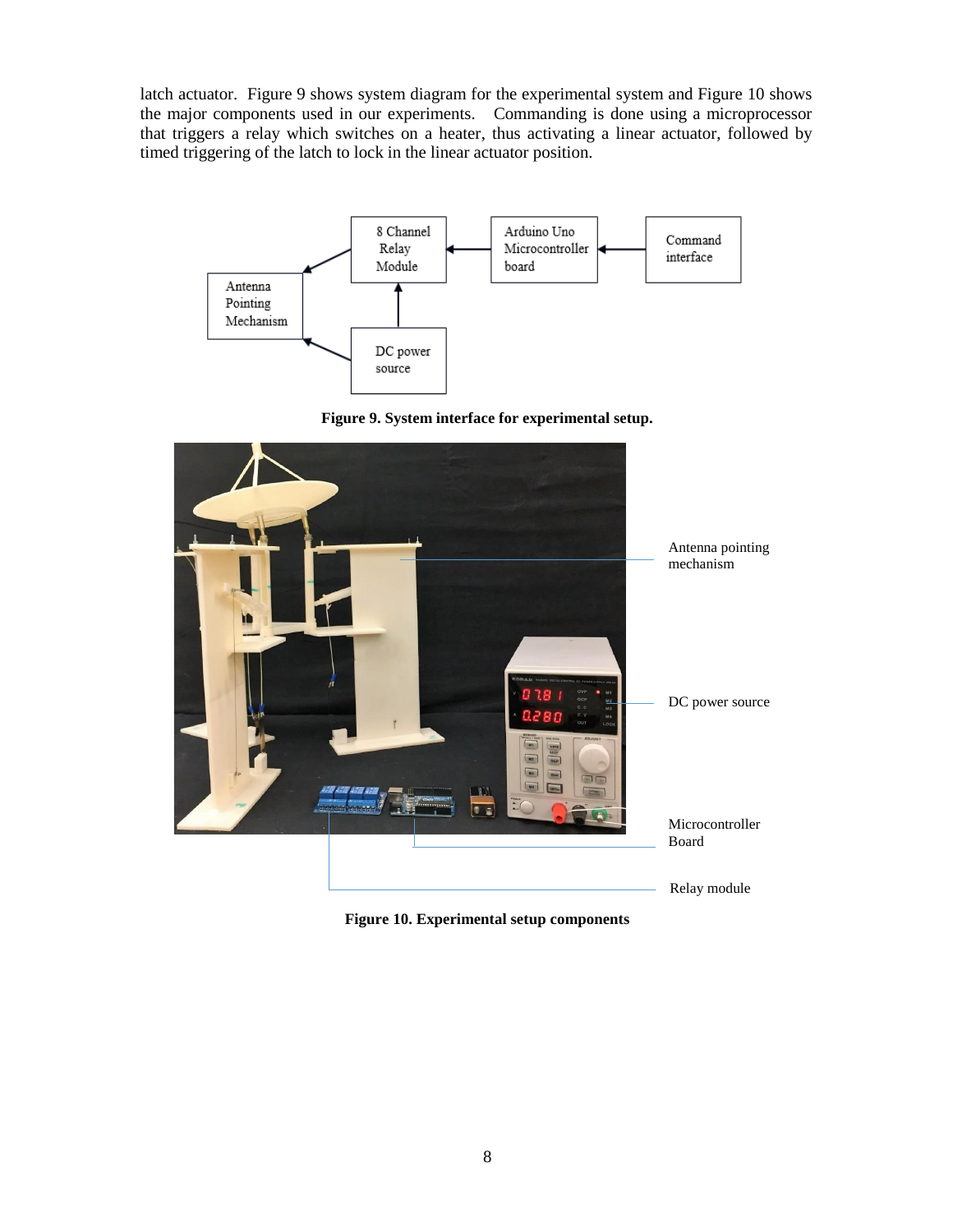latch actuator. Figure 9 shows system diagram for the experimental system and Figure 10 shows the major components used in our experiments. Commanding is done using a microprocessor that triggers a relay which switches on a heater, thus activating a linear actuator, followed by timed triggering of the latch to lock in the linear actuator position.

**Figure 9. System interface for experimental setup.**

**Figure 10. Experimental setup components**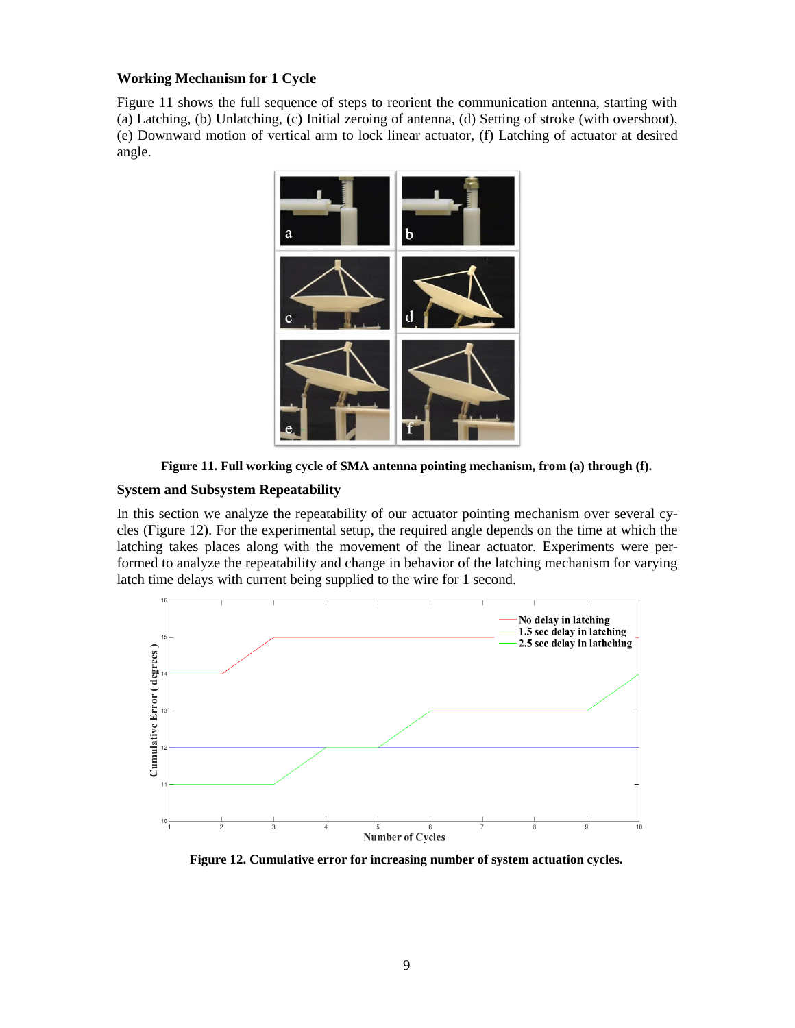### Working Mechanism for 1 Cycle

Figure 11 shows the full sequence of steps to reorient the communication antenna, starting with (a) Latching, (b) Unlatching, (c) Initial zeroing of antenna, (d) Setting of stroke (with overshoot), (e) Downward motion of vertical arm to lock linear actuator, (f) Latching of actuator at desired angle.

**Figure 11. Full working cycle of SMA antenna pointing mechanism, from (a) through (f).**

### System and Subsystem Repeatability

In this section we analyze the repeatability of our actuator pointing mechanism over several cycles (Figure 12). For the experimental setup, the required angle depends on the time at which the latching takes places along with the movement of the linear actuator. Experiments were performed to analyze the repeatability and change in behavior of the latching mechanism for varying latch time delays with current being supplied to the wire for 1 second.

**Figure 12. Cumulative error for increasing number of system actuation cycles.**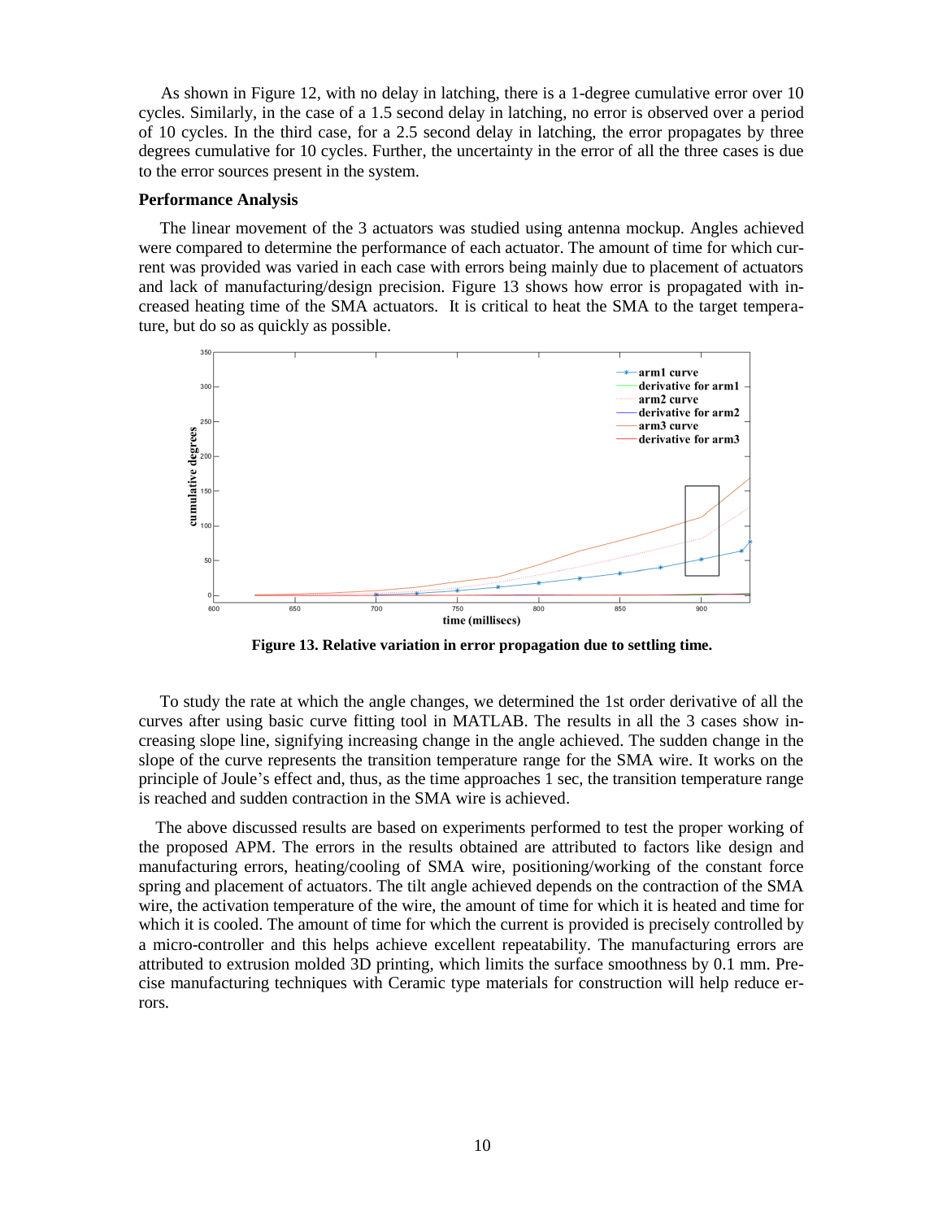As shown in Figure 12, with no delay in latching, there is a 1-degree cumulative error over 10 cycles. Similarly, in the case of a 1.5 second delay in latching, no error is observed over a period of 10 cycles. In the third case, for a 2.5 second delay in latching, the error propagates by three degrees cumulative for 10 cycles. Further, the uncertainty in the error of all the three cases is due to the error sources present in the system.

**Performance Analysis**

The linear movement of the 3 actuators was studied using antenna mockup. Angles achieved were compared to determine the performance of each actuator. The amount of time for which current was provided was varied in each case with errors being mainly due to placement of actuators and lack of manufacturing/design precision. Figure 13 shows how error is propagated with increased heating time of the SMA actuators. It is critical to heat the SMA to the target temperature, but do so as quickly as possible.

**Figure 13. Relative variation in error propagation due to settling time.**

To study the rate at which the angle changes, we determined the 1st order derivative of all the curves after using basic curve fitting tool in MATLAB. The results in all the 3 cases show increasing slope line, signifying increasing change in the angle achieved. The sudden change in the slope of the curve represents the transition temperature range for the SMA wire. It works on the principle of Joule's effect and, thus, as the time approaches 1 sec, the transition temperature range is reached and sudden contraction in the SMA wire is achieved.

The above discussed results are based on experiments performed to test the proper working of the proposed APM. The errors in the results obtained are attributed to factors like design and manufacturing errors, heating/cooling of SMA wire, positioning/working of the constant force spring and placement of actuators. The tilt angle achieved depends on the contraction of the SMA wire, the activation temperature of the wire, the amount of time for which it is heated and time for which it is cooled. The amount of time for which the current is provided is precisely controlled by a micro-controller and this helps achieve excellent repeatability. The manufacturing errors are attributed to extrusion molded 3D printing, which limits the surface smoothness by 0.1 mm. Precise manufacturing techniques with Ceramic type materials for construction will help reduce errors.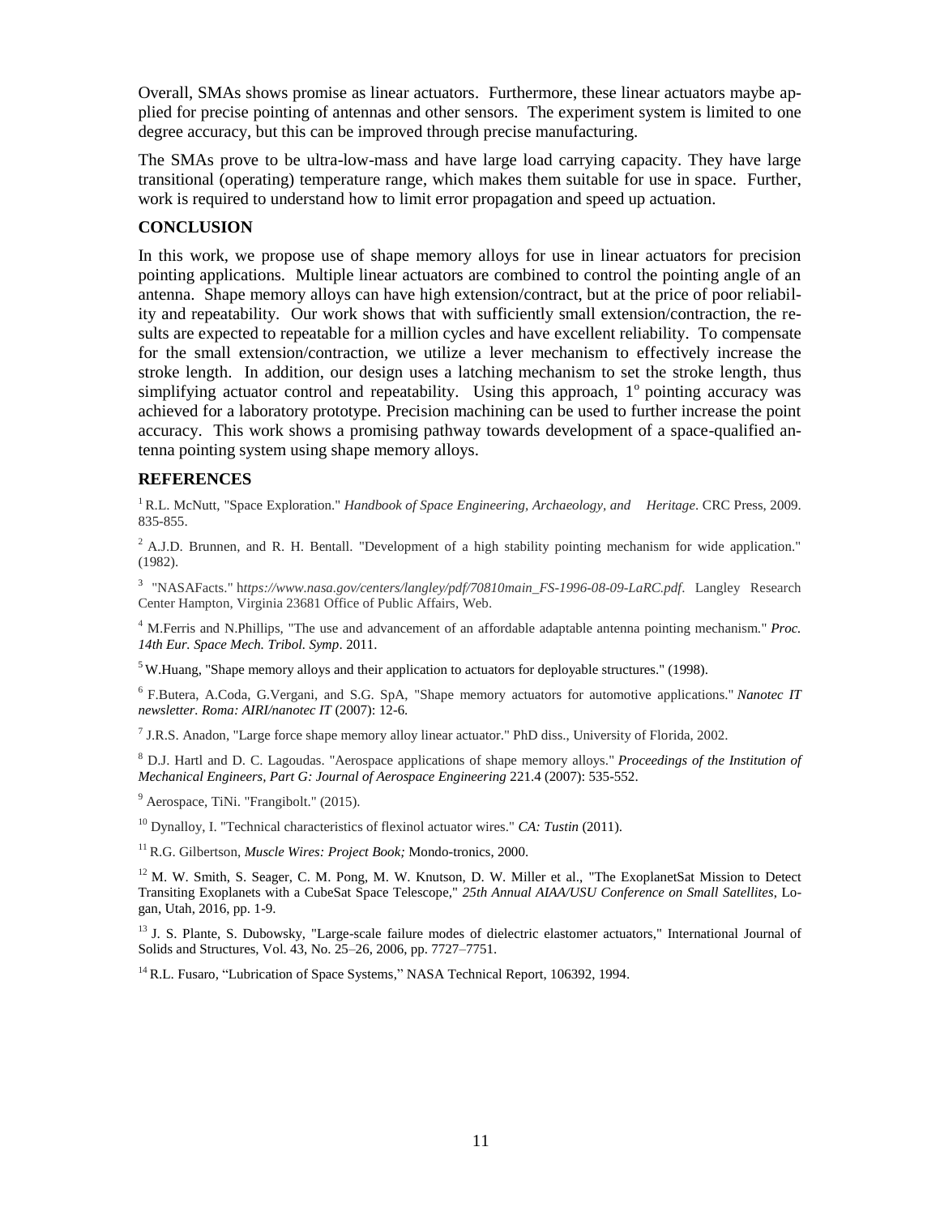Overall, SMAs shows promise as linear actuators. Furthermore, these linear actuators maybe applied for precise pointing of antennas and other sensors. The experiment system is limited to one degree accuracy, but this can be improved through precise manufacturing.

The SMAs prove to be ultra-low-mass and have large load carrying capacity. They have large transitional (operating) temperature range, which makes them suitable for use in space. Further, work is required to understand how to limit error propagation and speed up actuation.

## CONCLUSION

In this work, we propose use of shape memory alloys for use in linear actuators for precision pointing applications. Multiple linear actuators are combined to control the pointing angle of an antenna. Shape memory alloys can have high extension/contract, but at the price of poor reliability and repeatability. Our work shows that with sufficiently small extension/contraction, the results are expected to repeatable for a million cycles and have excellent reliability. To compensate for the small extension/contraction, we utilize a lever mechanism to effectively increase the stroke length. In addition, our design uses a latching mechanism to set the stroke length, thus simplifying actuator control and repeatability. Using this approach, $1^{o}$ pointing accuracy was achieved for a laboratory prototype. Precision machining can be used to further increase the point accuracy. This work shows a promising pathway towards development of a space-qualified antenna pointing system using shape memory alloys.

## REFERENCES

[1] R.L. McNutt, "Space Exploration." *Handbook of Space Engineering, Archaeology, and Heritage*. CRC Press, 2009. 835-855.

[2] A.J.D. Brunnen, and R. H. Bentall. "Development of a high stability pointing mechanism for wide application." (1982).

[3] "NASAFacts." h*ttps://www.nasa.gov/centers/langley/pdf/70810main_FS-1996-08-09-LaRC.pdf*. Langley Research Center Hampton, Virginia 23681 Office of Public Affairs, Web.

[4] M.Ferris and N.Phillips, "The use and advancement of an affordable adaptable antenna pointing mechanism." *Proc. 14th Eur. Space Mech. Tribol. Symp*. 2011.

[5] W.Huang, "Shape memory alloys and their application to actuators for deployable structures." (1998).

[6] F.Butera, A.Coda, G.Vergani, and S.G. SpA, "Shape memory actuators for automotive applications." *Nanotec IT newsletter. Roma: AIRI/nanotec IT* (2007): 12-6.

[7] J.R.S. Anadon, "Large force shape memory alloy linear actuator." PhD diss., University of Florida, 2002.

[8] D.J. Hartl and D. C. Lagoudas. "Aerospace applications of shape memory alloys." *Proceedings of the Institution of Mechanical Engineers, Part G: Journal of Aerospace Engineering* 221.4 (2007): 535-552.

[9] Aerospace, TiNi. "Frangibolt." (2015).

[10] Dynalloy, I. "Technical characteristics of flexinol actuator wires." *CA: Tustin* (2011).

[11] R.G. Gilbertson, *Muscle Wires: Project Book;* Mondo-tronics, 2000.

[12] M. W. Smith, S. Seager, C. M. Pong, M. W. Knutson, D. W. Miller et al., "The ExoplanetSat Mission to Detect Transiting Exoplanets with a CubeSat Space Telescope," *25th Annual AIAA/USU Conference on Small Satellites*, Logan, Utah, 2016, pp. 1-9.

[13] J. S. Plante, S. Dubowsky, "Large-scale failure modes of dielectric elastomer actuators," International Journal of Solids and Structures, Vol. 43, No. 25–26, 2006, pp. 7727–7751.

[14] R.L. Fusaro, "Lubrication of Space Systems," NASA Technical Report, 106392, 1994.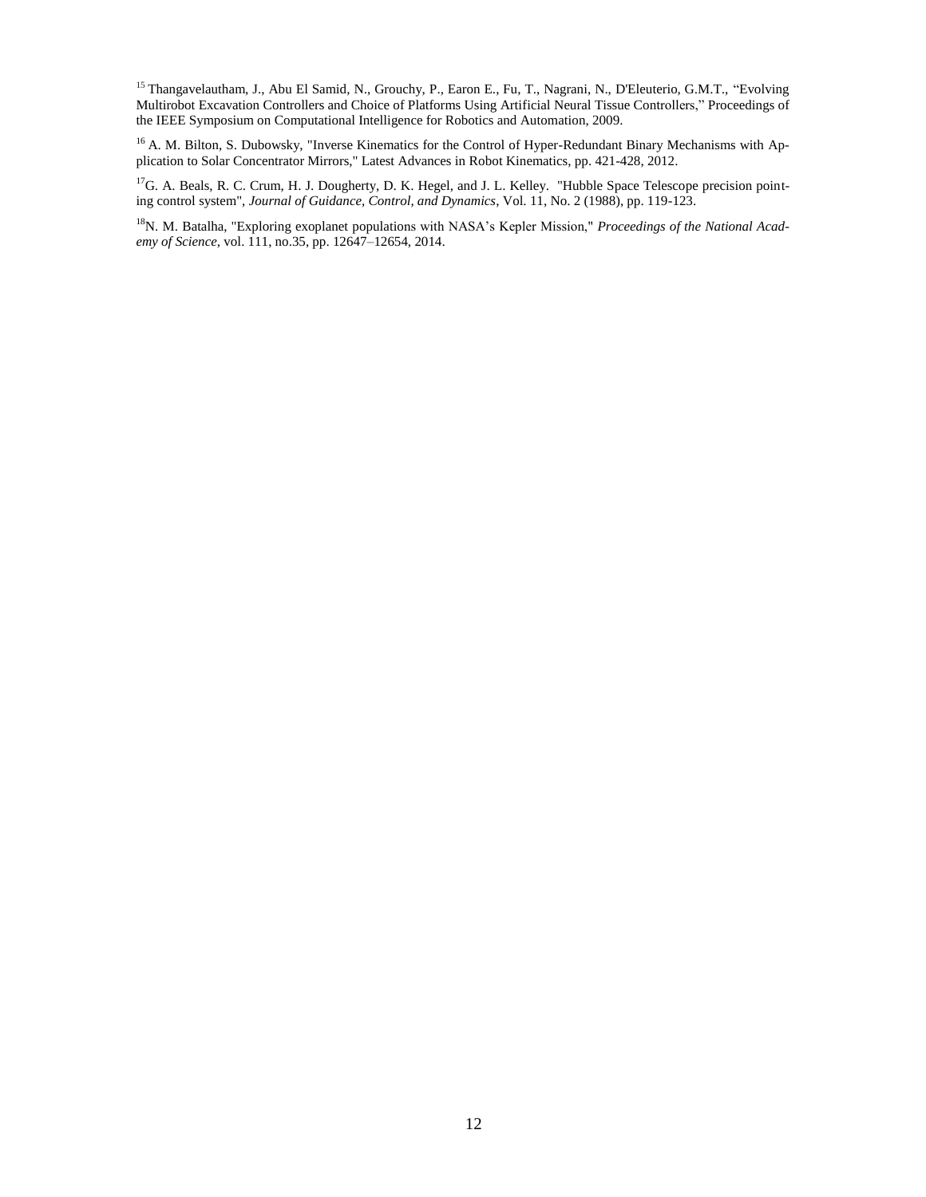[15] Thangavelautham, J., Abu El Samid, N., Grouchy, P., Earon E., Fu, T., Nagrani, N., D'Eleuterio, G.M.T., "Evolving Multirobot Excavation Controllers and Choice of Platforms Using Artificial Neural Tissue Controllers," Proceedings of the IEEE Symposium on Computational Intelligence for Robotics and Automation, 2009.

[16] A. M. Bilton, S. Dubowsky, "Inverse Kinematics for the Control of Hyper-Redundant Binary Mechanisms with Application to Solar Concentrator Mirrors," Latest Advances in Robot Kinematics, pp. 421-428, 2012.

[17] G. A. Beals, R. C. Crum, H. J. Dougherty, D. K. Hegel, and J. L. Kelley. "Hubble Space Telescope precision pointing control system", *Journal of Guidance, Control, and Dynamics*, Vol. 11, No. 2 (1988), pp. 119-123.

[18] N. M. Batalha, "Exploring exoplanet populations with NASA's Kepler Mission," *Proceedings of the National Academy of Science*, vol. 111, no.35, pp. 12647–12654, 2014.